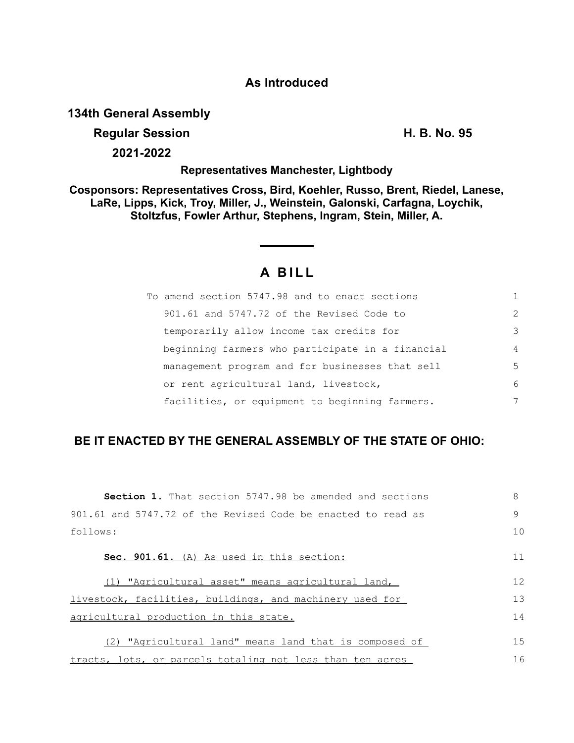**As Introduced**

**134th General Assembly**

**Regular Session** **H. B. No. 95**

**2021-2022**

**Representatives Manchester, Lightbody**

**Cosponsors: Representatives Cross, Bird, Koehler, Russo, Brent, Riedel, Lanese, LaRe, Lipps, Kick, Troy, Miller, J., Weinstein, Galonski, Carfagna, Loychik, Stoltzfus, Fowler Arthur, Stephens, Ingram, Stein, Miller, A.**

# A BILL

To amend section 5747.98 and to enact sections 901.61 and 5747.72 of the Revised Code to temporarily allow income tax credits for beginning farmers who participate in a financial management program and for businesses that sell or rent agricultural land, livestock, facilities, or equipment to beginning farmers.

**BE IT ENACTED BY THE GENERAL ASSEMBLY OF THE STATE OF OHIO:**

**Section 1.** That section 5747.98 be amended and sections 901.61 and 5747.72 of the Revised Code be enacted to read as follows:

**Sec. 901.61.** (A) As used in this section:

(1) "Agricultural asset" means agricultural land, livestock, facilities, buildings, and machinery used for agricultural production in this state.

(2) "Agricultural land" means land that is composed of tracts, lots, or parcels totaling not less than ten acres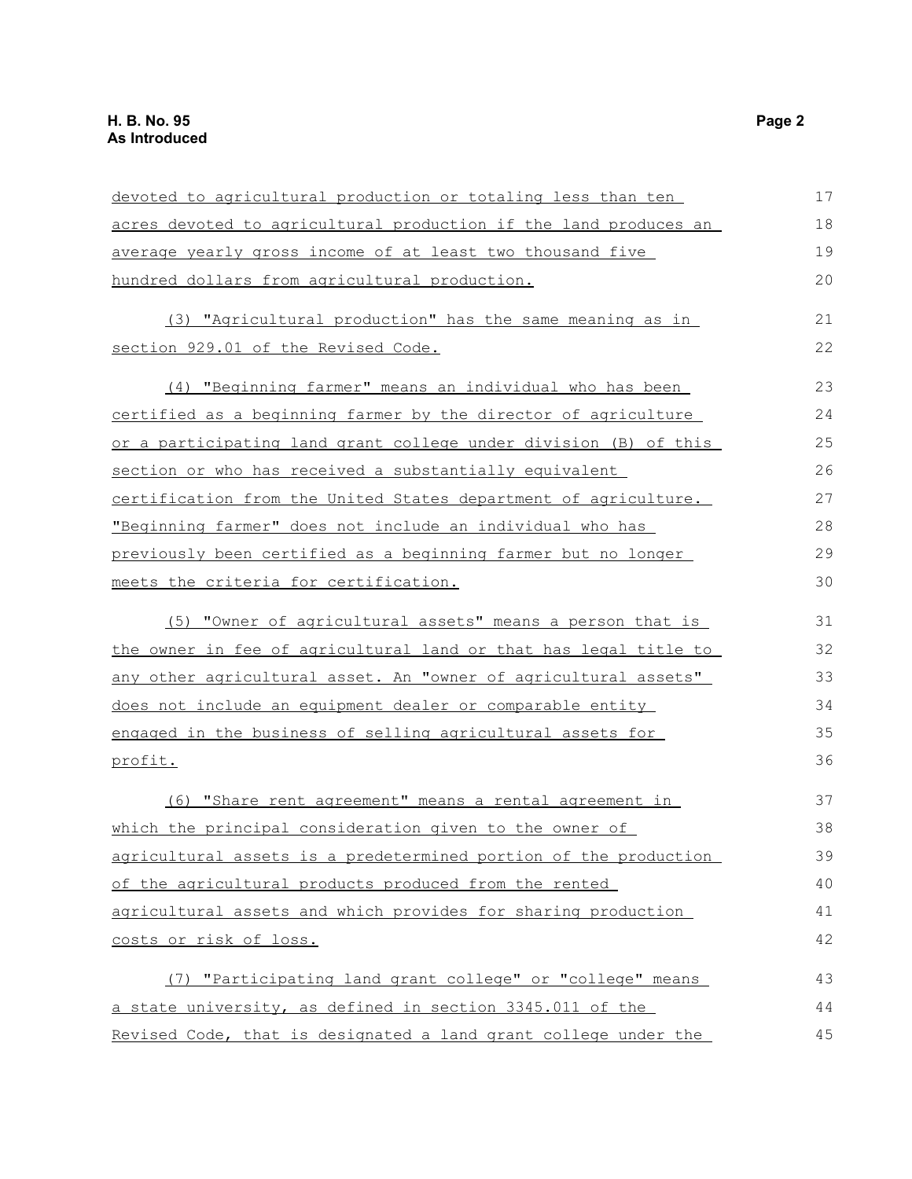devoted to agricultural production or totaling less than ten acres devoted to agricultural production if the land produces an average yearly gross income of at least two thousand five hundred dollars from agricultural production.

(3) "Agricultural production" has the same meaning as in section 929.01 of the Revised Code.

(4) "Beginning farmer" means an individual who has been certified as a beginning farmer by the director of agriculture or a participating land grant college under division (B) of this section or who has received a substantially equivalent certification from the United States department of agriculture. "Beginning farmer" does not include an individual who has previously been certified as a beginning farmer but no longer meets the criteria for certification.

(5) "Owner of agricultural assets" means a person that is the owner in fee of agricultural land or that has legal title to any other agricultural asset. An "owner of agricultural assets" does not include an equipment dealer or comparable entity engaged in the business of selling agricultural assets for profit.

(6) "Share rent agreement" means a rental agreement in which the principal consideration given to the owner of agricultural assets is a predetermined portion of the production of the agricultural products produced from the rented agricultural assets and which provides for sharing production costs or risk of loss.

(7) "Participating land grant college" or "college" means a state university, as defined in section 3345.011 of the Revised Code, that is designated a land grant college under the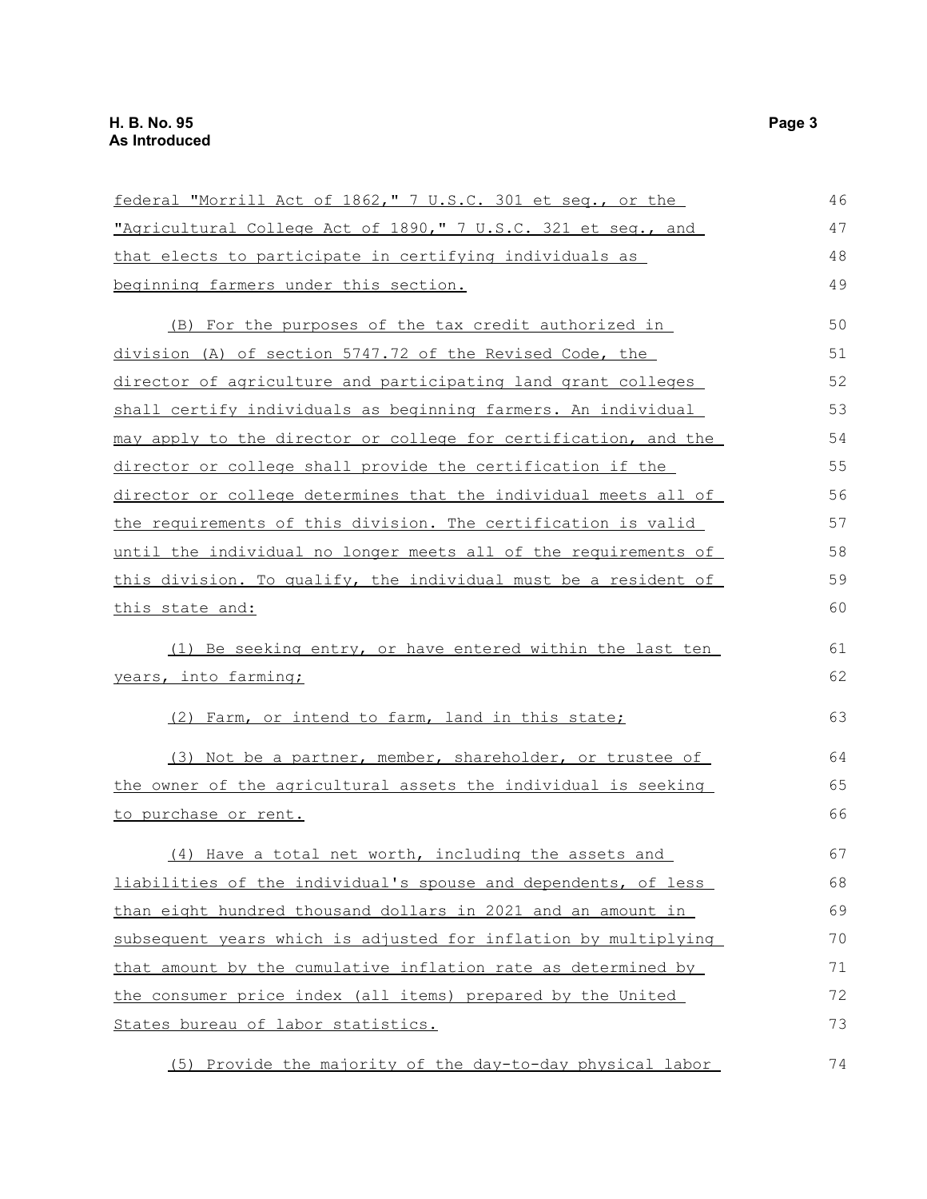federal "Morrill Act of 1862," 7 U.S.C. 301 et seq., or the "Agricultural College Act of 1890," 7 U.S.C. 321 et seq., and that elects to participate in certifying individuals as beginning farmers under this section.

(B) For the purposes of the tax credit authorized in division (A) of section 5747.72 of the Revised Code, the director of agriculture and participating land grant colleges shall certify individuals as beginning farmers. An individual may apply to the director or college for certification, and the director or college shall provide the certification if the director or college determines that the individual meets all of the requirements of this division. The certification is valid until the individual no longer meets all of the requirements of this division. To qualify, the individual must be a resident of this state and:

(1) Be seeking entry, or have entered within the last ten years, into farming;

(2) Farm, or intend to farm, land in this state;

(3) Not be a partner, member, shareholder, or trustee of the owner of the agricultural assets the individual is seeking to purchase or rent.

(4) Have a total net worth, including the assets and liabilities of the individual's spouse and dependents, of less than eight hundred thousand dollars in 2021 and an amount in subsequent years which is adjusted for inflation by multiplying that amount by the cumulative inflation rate as determined by the consumer price index (all items) prepared by the United States bureau of labor statistics.

(5) Provide the majority of the day-to-day physical labor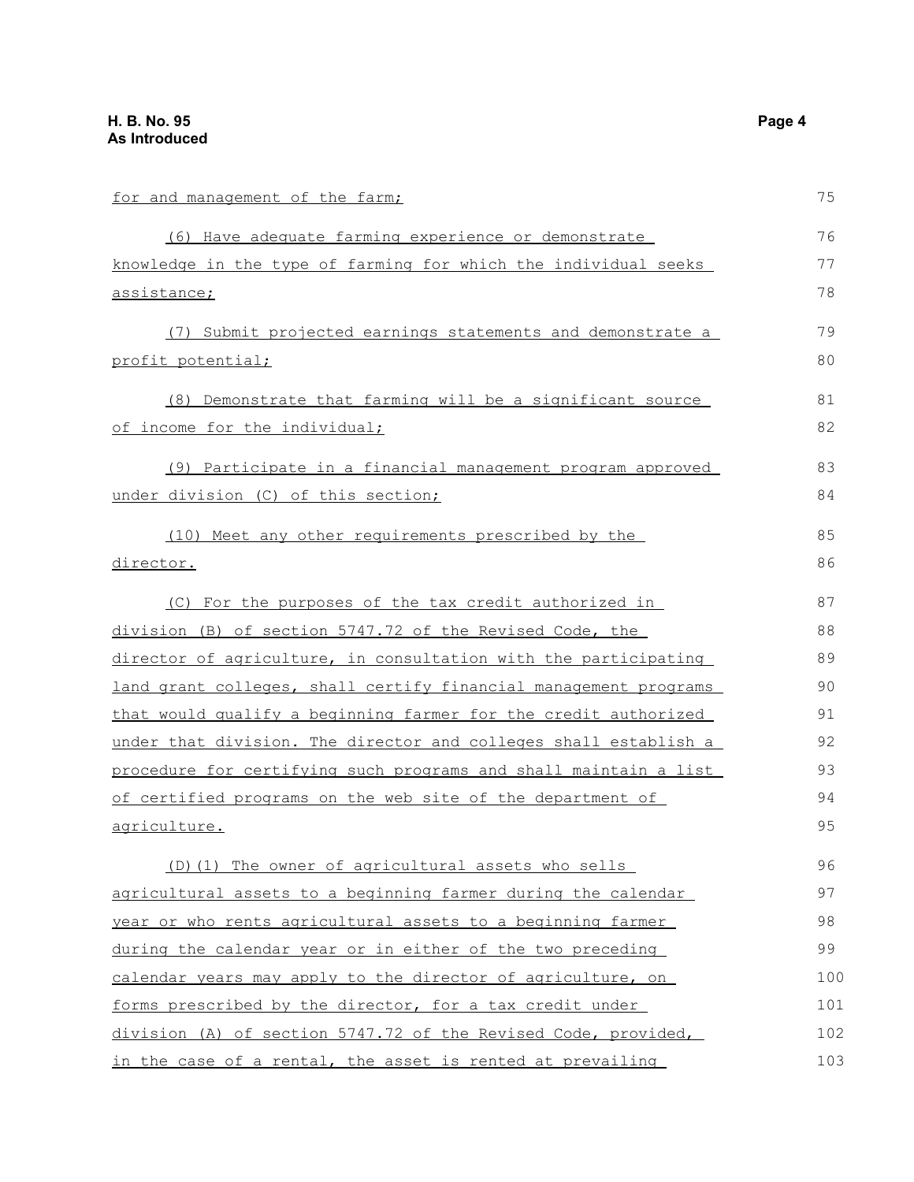for and management of the farm;

(6) Have adequate farming experience or demonstrate knowledge in the type of farming for which the individual seeks assistance;

(7) Submit projected earnings statements and demonstrate a profit potential;

(8) Demonstrate that farming will be a significant source of income for the individual;

(9) Participate in a financial management program approved under division (C) of this section;

(10) Meet any other requirements prescribed by the director.

(C) For the purposes of the tax credit authorized in division (B) of section 5747.72 of the Revised Code, the director of agriculture, in consultation with the participating land grant colleges, shall certify financial management programs that would qualify a beginning farmer for the credit authorized under that division. The director and colleges shall establish a procedure for certifying such programs and shall maintain a list of certified programs on the web site of the department of agriculture.

(D)(1) The owner of agricultural assets who sells agricultural assets to a beginning farmer during the calendar year or who rents agricultural assets to a beginning farmer during the calendar year or in either of the two preceding calendar years may apply to the director of agriculture, on forms prescribed by the director, for a tax credit under division (A) of section 5747.72 of the Revised Code, provided, in the case of a rental, the asset is rented at prevailing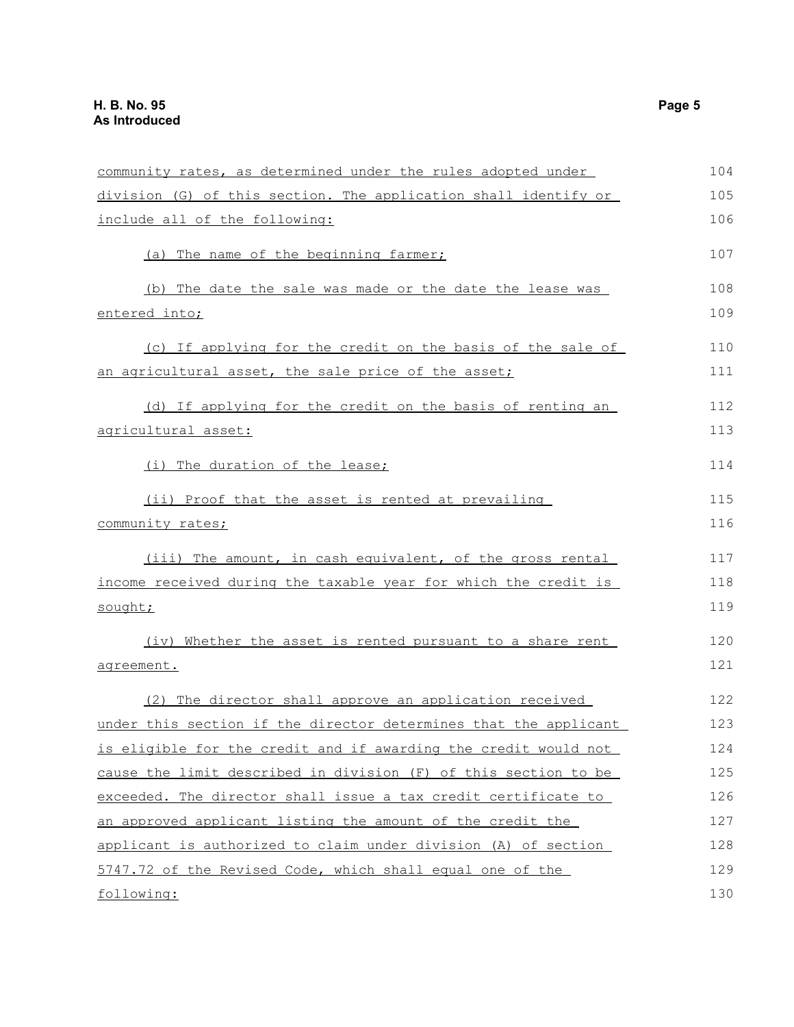community rates, as determined under the rules adopted under division (G) of this section. The application shall identify or include all of the following:

(a) The name of the beginning farmer;

(b) The date the sale was made or the date the lease was entered into;

(c) If applying for the credit on the basis of the sale of an agricultural asset, the sale price of the asset;

(d) If applying for the credit on the basis of renting an agricultural asset:

(i) The duration of the lease;

(ii) Proof that the asset is rented at prevailing community rates;

(iii) The amount, in cash equivalent, of the gross rental income received during the taxable year for which the credit is sought;

(iv) Whether the asset is rented pursuant to a share rent agreement.

(2) The director shall approve an application received under this section if the director determines that the applicant is eligible for the credit and if awarding the credit would not cause the limit described in division (F) of this section to be exceeded. The director shall issue a tax credit certificate to an approved applicant listing the amount of the credit the applicant is authorized to claim under division (A) of section 5747.72 of the Revised Code, which shall equal one of the following: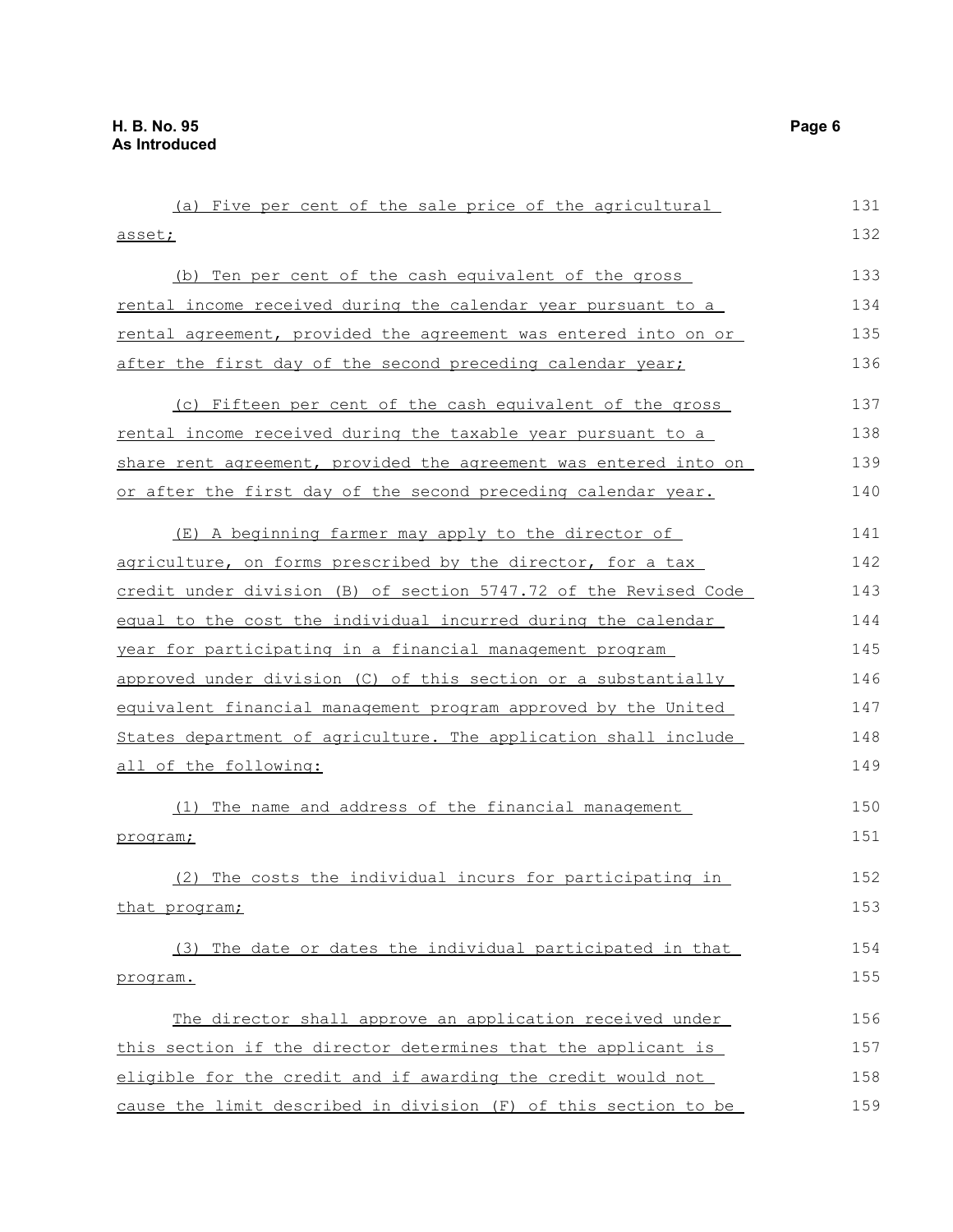(a) Five per cent of the sale price of the agricultural asset;

(b) Ten per cent of the cash equivalent of the gross rental income received during the calendar year pursuant to a rental agreement, provided the agreement was entered into on or after the first day of the second preceding calendar year;

(c) Fifteen per cent of the cash equivalent of the gross rental income received during the taxable year pursuant to a share rent agreement, provided the agreement was entered into on or after the first day of the second preceding calendar year.

(E) A beginning farmer may apply to the director of agriculture, on forms prescribed by the director, for a tax credit under division (B) of section 5747.72 of the Revised Code equal to the cost the individual incurred during the calendar year for participating in a financial management program approved under division (C) of this section or a substantially equivalent financial management program approved by the United States department of agriculture. The application shall include all of the following:

(1) The name and address of the financial management program;

(2) The costs the individual incurs for participating in that program;

(3) The date or dates the individual participated in that program.

The director shall approve an application received under this section if the director determines that the applicant is eligible for the credit and if awarding the credit would not cause the limit described in division (F) of this section to be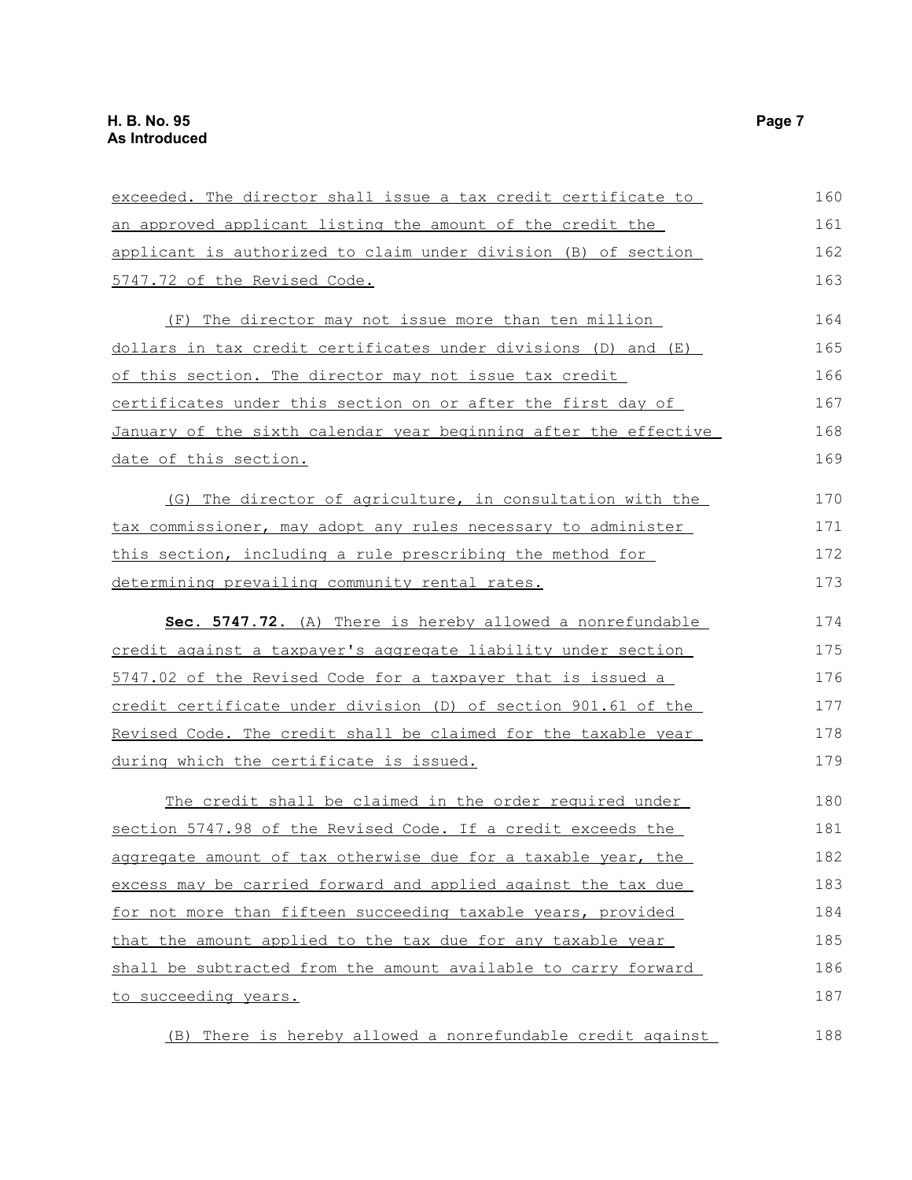exceeded. The director shall issue a tax credit certificate to an approved applicant listing the amount of the credit the applicant is authorized to claim under division (B) of section 5747.72 of the Revised Code.

(F) The director may not issue more than ten million dollars in tax credit certificates under divisions (D) and (E) of this section. The director may not issue tax credit certificates under this section on or after the first day of January of the sixth calendar year beginning after the effective date of this section.

(G) The director of agriculture, in consultation with the tax commissioner, may adopt any rules necessary to administer this section, including a rule prescribing the method for determining prevailing community rental rates.

**Sec. 5747.72.** (A) There is hereby allowed a nonrefundable credit against a taxpayer's aggregate liability under section 5747.02 of the Revised Code for a taxpayer that is issued a credit certificate under division (D) of section 901.61 of the Revised Code. The credit shall be claimed for the taxable year during which the certificate is issued.

The credit shall be claimed in the order required under section 5747.98 of the Revised Code. If a credit exceeds the aggregate amount of tax otherwise due for a taxable year, the excess may be carried forward and applied against the tax due for not more than fifteen succeeding taxable years, provided that the amount applied to the tax due for any taxable year shall be subtracted from the amount available to carry forward to succeeding years.

(B) There is hereby allowed a nonrefundable credit against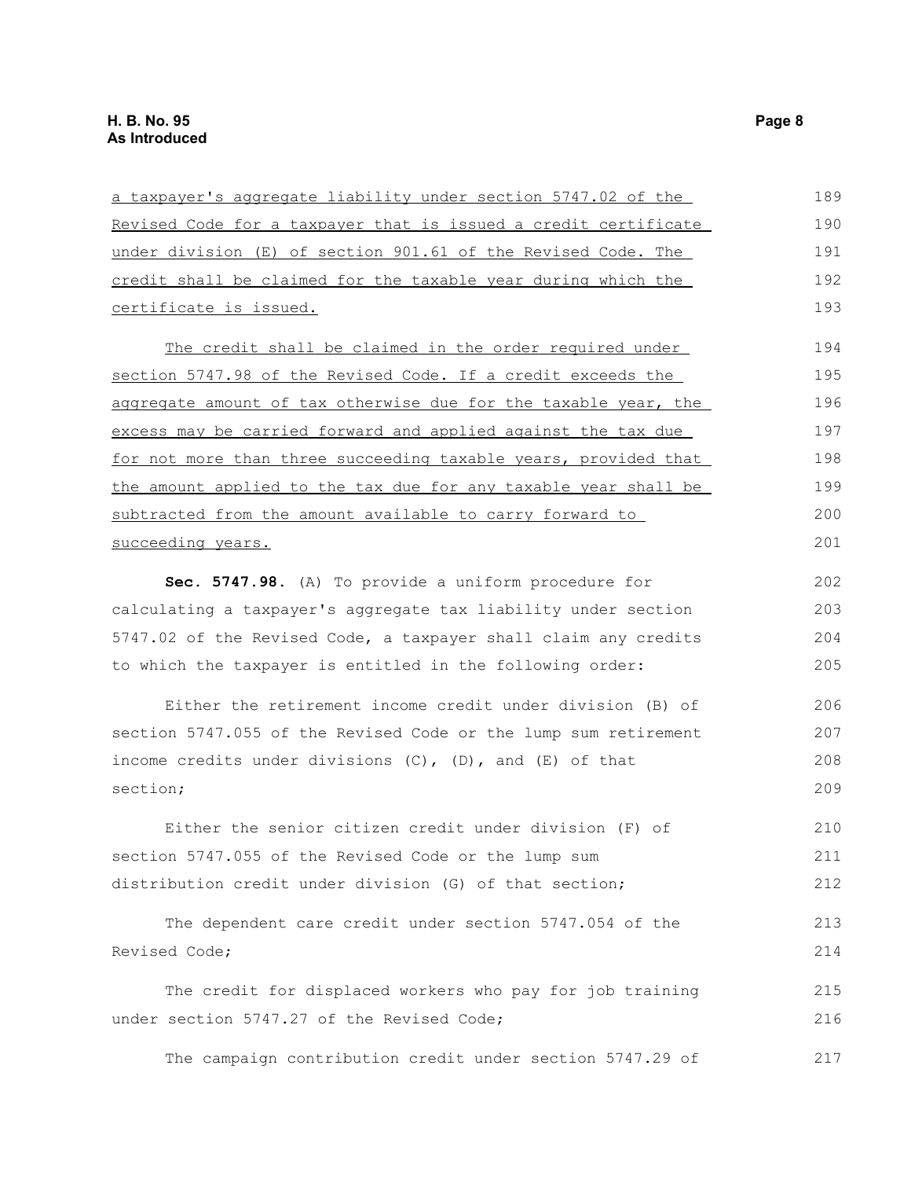a taxpayer's aggregate liability under section 5747.02 of the Revised Code for a taxpayer that is issued a credit certificate under division (E) of section 901.61 of the Revised Code. The credit shall be claimed for the taxable year during which the certificate is issued.

The credit shall be claimed in the order required under section 5747.98 of the Revised Code. If a credit exceeds the aggregate amount of tax otherwise due for the taxable year, the excess may be carried forward and applied against the tax due for not more than three succeeding taxable years, provided that the amount applied to the tax due for any taxable year shall be subtracted from the amount available to carry forward to succeeding years.

**Sec. 5747.98.** (A) To provide a uniform procedure for calculating a taxpayer's aggregate tax liability under section 5747.02 of the Revised Code, a taxpayer shall claim any credits to which the taxpayer is entitled in the following order:

Either the retirement income credit under division (B) of section 5747.055 of the Revised Code or the lump sum retirement income credits under divisions (C), (D), and (E) of that section;

Either the senior citizen credit under division (F) of section 5747.055 of the Revised Code or the lump sum distribution credit under division (G) of that section;

The dependent care credit under section 5747.054 of the Revised Code;

The credit for displaced workers who pay for job training under section 5747.27 of the Revised Code;

The campaign contribution credit under section 5747.29 of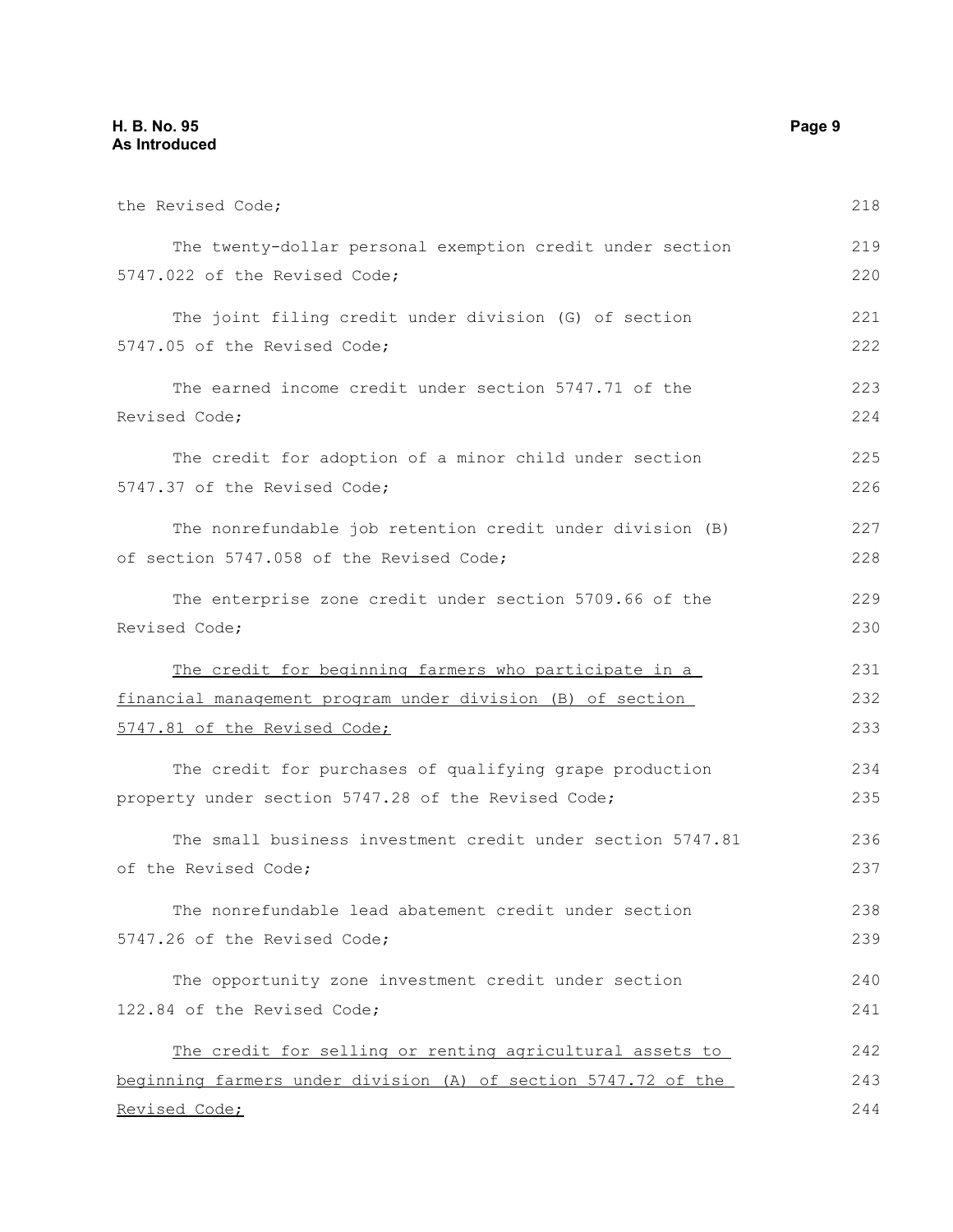the Revised Code;

The twenty-dollar personal exemption credit under section 5747.022 of the Revised Code;

The joint filing credit under division (G) of section 5747.05 of the Revised Code;

The earned income credit under section 5747.71 of the Revised Code;

The credit for adoption of a minor child under section 5747.37 of the Revised Code;

The nonrefundable job retention credit under division (B) of section 5747.058 of the Revised Code;

The enterprise zone credit under section 5709.66 of the Revised Code;

<u>The credit for beginning farmers who participate in a financial management program under division (B) of section 5747.81 of the Revised Code;</u>

The credit for purchases of qualifying grape production property under section 5747.28 of the Revised Code;

The small business investment credit under section 5747.81 of the Revised Code;

The nonrefundable lead abatement credit under section 5747.26 of the Revised Code;

The opportunity zone investment credit under section 122.84 of the Revised Code;

<u>The credit for selling or renting agricultural assets to beginning farmers under division (A) of section 5747.72 of the Revised Code;</u>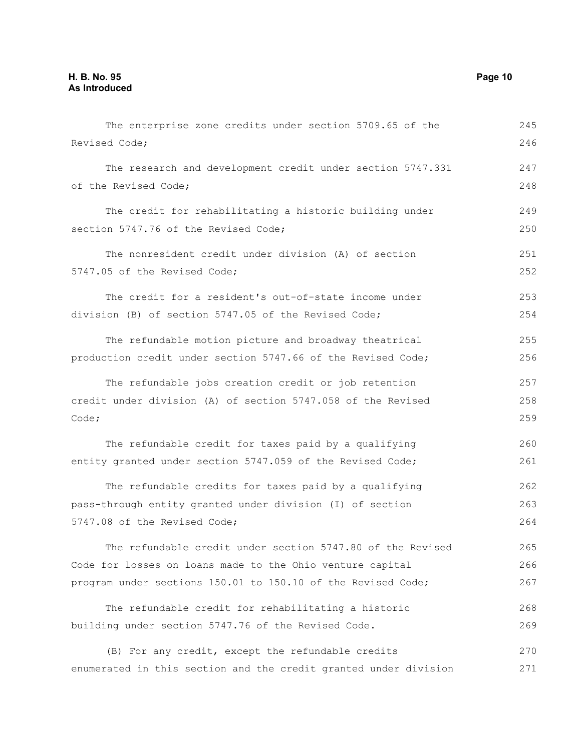The enterprise zone credits under section 5709.65 of the Revised Code;

The research and development credit under section 5747.331 of the Revised Code;

The credit for rehabilitating a historic building under section 5747.76 of the Revised Code;

The nonresident credit under division (A) of section 5747.05 of the Revised Code;

The credit for a resident's out-of-state income under division (B) of section 5747.05 of the Revised Code;

The refundable motion picture and broadway theatrical production credit under section 5747.66 of the Revised Code;

The refundable jobs creation credit or job retention credit under division (A) of section 5747.058 of the Revised Code;

The refundable credit for taxes paid by a qualifying entity granted under section 5747.059 of the Revised Code;

The refundable credits for taxes paid by a qualifying pass-through entity granted under division (I) of section 5747.08 of the Revised Code;

The refundable credit under section 5747.80 of the Revised Code for losses on loans made to the Ohio venture capital program under sections 150.01 to 150.10 of the Revised Code;

The refundable credit for rehabilitating a historic building under section 5747.76 of the Revised Code.

(B) For any credit, except the refundable credits enumerated in this section and the credit granted under division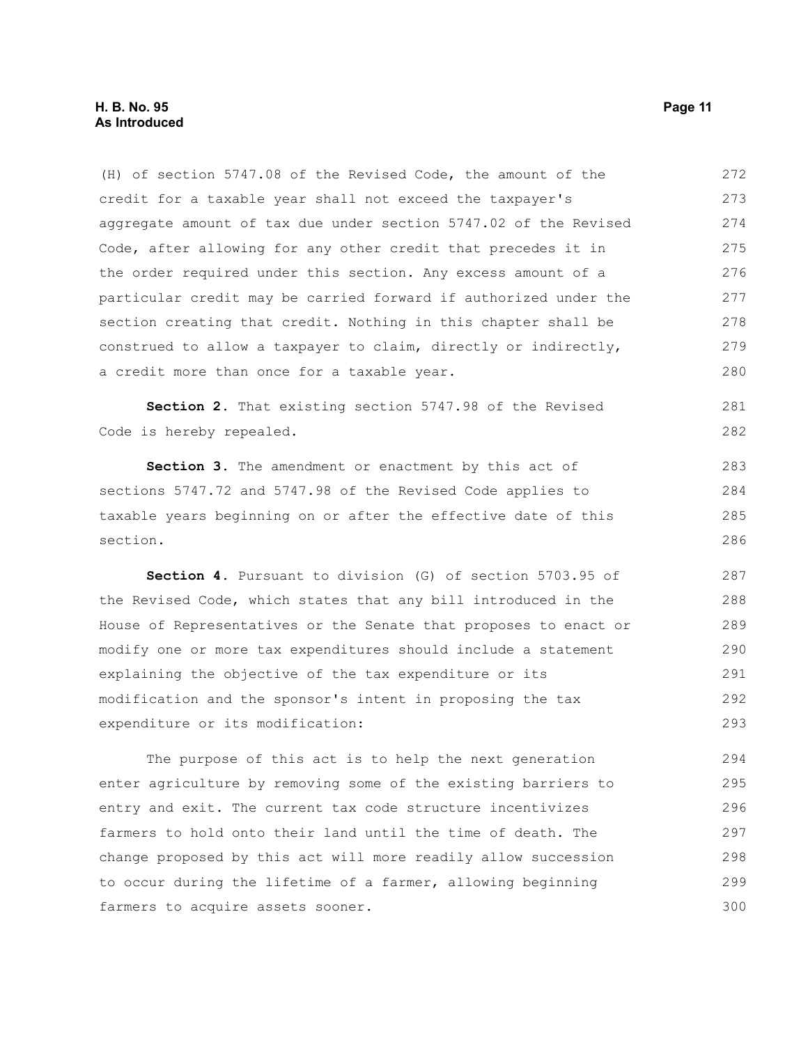(H) of section 5747.08 of the Revised Code, the amount of the credit for a taxable year shall not exceed the taxpayer's aggregate amount of tax due under section 5747.02 of the Revised Code, after allowing for any other credit that precedes it in the order required under this section. Any excess amount of a particular credit may be carried forward if authorized under the section creating that credit. Nothing in this chapter shall be construed to allow a taxpayer to claim, directly or indirectly, a credit more than once for a taxable year.

**Section 2.** That existing section 5747.98 of the Revised Code is hereby repealed.

**Section 3.** The amendment or enactment by this act of sections 5747.72 and 5747.98 of the Revised Code applies to taxable years beginning on or after the effective date of this section.

**Section 4.** Pursuant to division (G) of section 5703.95 of the Revised Code, which states that any bill introduced in the House of Representatives or the Senate that proposes to enact or modify one or more tax expenditures should include a statement explaining the objective of the tax expenditure or its modification and the sponsor's intent in proposing the tax expenditure or its modification:

The purpose of this act is to help the next generation enter agriculture by removing some of the existing barriers to entry and exit. The current tax code structure incentivizes farmers to hold onto their land until the time of death. The change proposed by this act will more readily allow succession to occur during the lifetime of a farmer, allowing beginning farmers to acquire assets sooner.